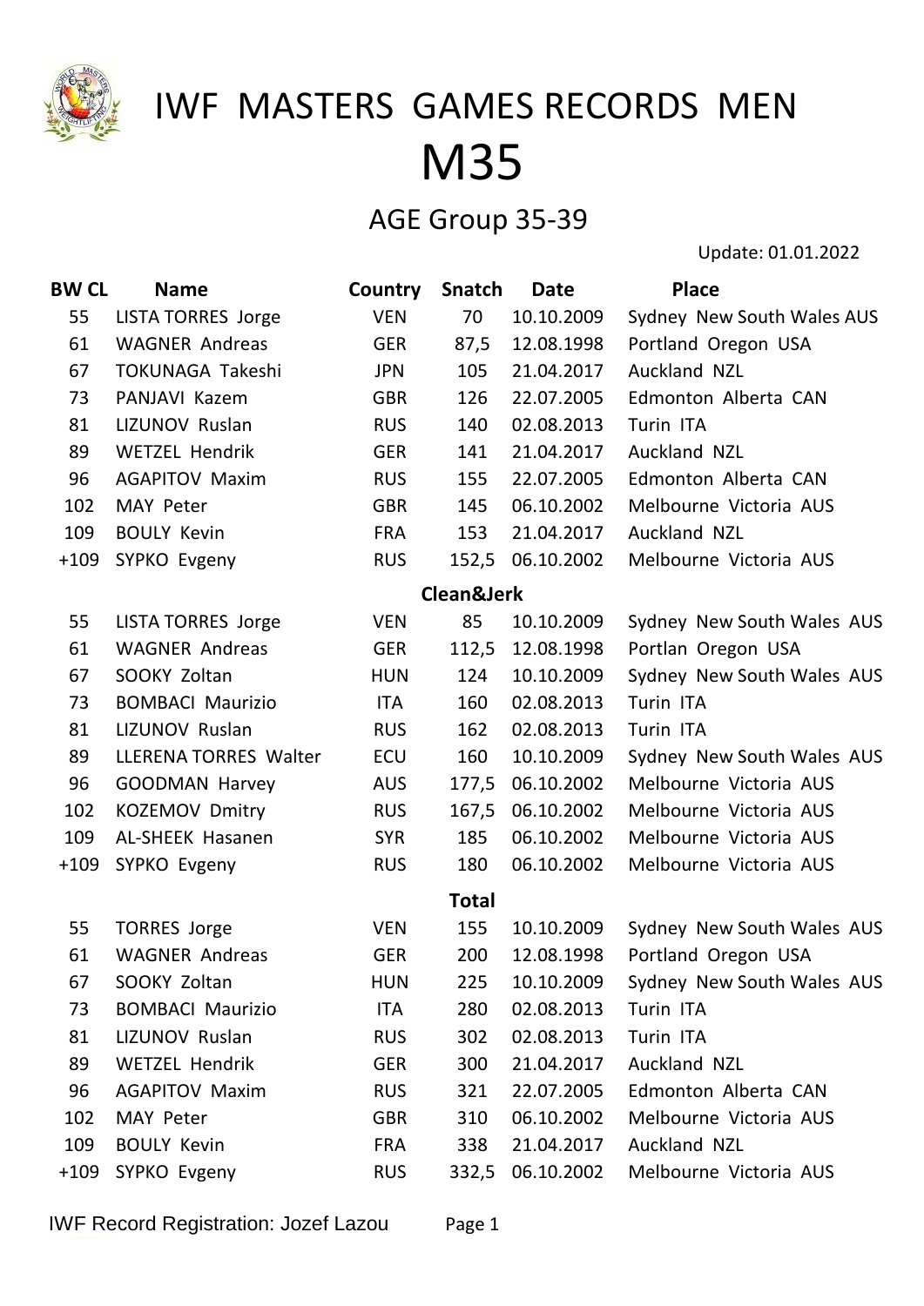# IWF MASTERS GAMES RECORDS MEN

# M35

## AGE Group 35-39

Update: 01.01.2022

| BW CL | Name | Country | Snatch | Date | Place |
|---|---|---|---|---|---|
| 55 | LISTA TORRES Jorge | VEN | 70 | 10.10.2009 | Sydney New South Wales AUS |
| 61 | WAGNER Andreas | GER | 87,5 | 12.08.1998 | Portland Oregon USA |
| 67 | TOKUNAGA Takeshi | JPN | 105 | 21.04.2017 | Auckland NZL |
| 73 | PANJAVI Kazem | GBR | 126 | 22.07.2005 | Edmonton Alberta CAN |
| 81 | LIZUNOV Ruslan | RUS | 140 | 02.08.2013 | Turin ITA |
| 89 | WETZEL Hendrik | GER | 141 | 21.04.2017 | Auckland NZL |
| 96 | AGAPITOV Maxim | RUS | 155 | 22.07.2005 | Edmonton Alberta CAN |
| 102 | MAY Peter | GBR | 145 | 06.10.2002 | Melbourne Victoria AUS |
| 109 | BOULY Kevin | FRA | 153 | 21.04.2017 | Auckland NZL |
| +109 | SYPKO Evgeny | RUS | 152,5 | 06.10.2002 | Melbourne Victoria AUS |
| | | | **Clean&Jerk** | | |
| 55 | LISTA TORRES Jorge | VEN | 85 | 10.10.2009 | Sydney New South Wales AUS |
| 61 | WAGNER Andreas | GER | 112,5 | 12.08.1998 | Portlan Oregon USA |
| 67 | SOOKY Zoltan | HUN | 124 | 10.10.2009 | Sydney New South Wales AUS |
| 73 | BOMBACI Maurizio | ITA | 160 | 02.08.2013 | Turin ITA |
| 81 | LIZUNOV Ruslan | RUS | 162 | 02.08.2013 | Turin ITA |
| 89 | LLERENA TORRES Walter | ECU | 160 | 10.10.2009 | Sydney New South Wales AUS |
| 96 | GOODMAN Harvey | AUS | 177,5 | 06.10.2002 | Melbourne Victoria AUS |
| 102 | KOZEMOV Dmitry | RUS | 167,5 | 06.10.2002 | Melbourne Victoria AUS |
| 109 | AL-SHEEK Hasanen | SYR | 185 | 06.10.2002 | Melbourne Victoria AUS |
| +109 | SYPKO Evgeny | RUS | 180 | 06.10.2002 | Melbourne Victoria AUS |
| | | | **Total** | | |
| 55 | TORRES Jorge | VEN | 155 | 10.10.2009 | Sydney New South Wales AUS |
| 61 | WAGNER Andreas | GER | 200 | 12.08.1998 | Portland Oregon USA |
| 67 | SOOKY Zoltan | HUN | 225 | 10.10.2009 | Sydney New South Wales AUS |
| 73 | BOMBACI Maurizio | ITA | 280 | 02.08.2013 | Turin ITA |
| 81 | LIZUNOV Ruslan | RUS | 302 | 02.08.2013 | Turin ITA |
| 89 | WETZEL Hendrik | GER | 300 | 21.04.2017 | Auckland NZL |
| 96 | AGAPITOV Maxim | RUS | 321 | 22.07.2005 | Edmonton Alberta CAN |
| 102 | MAY Peter | GBR | 310 | 06.10.2002 | Melbourne Victoria AUS |
| 109 | BOULY Kevin | FRA | 338 | 21.04.2017 | Auckland NZL |
| +109 | SYPKO Evgeny | RUS | 332,5 | 06.10.2002 | Melbourne Victoria AUS |

IWF Record Registration: Jozef Lazou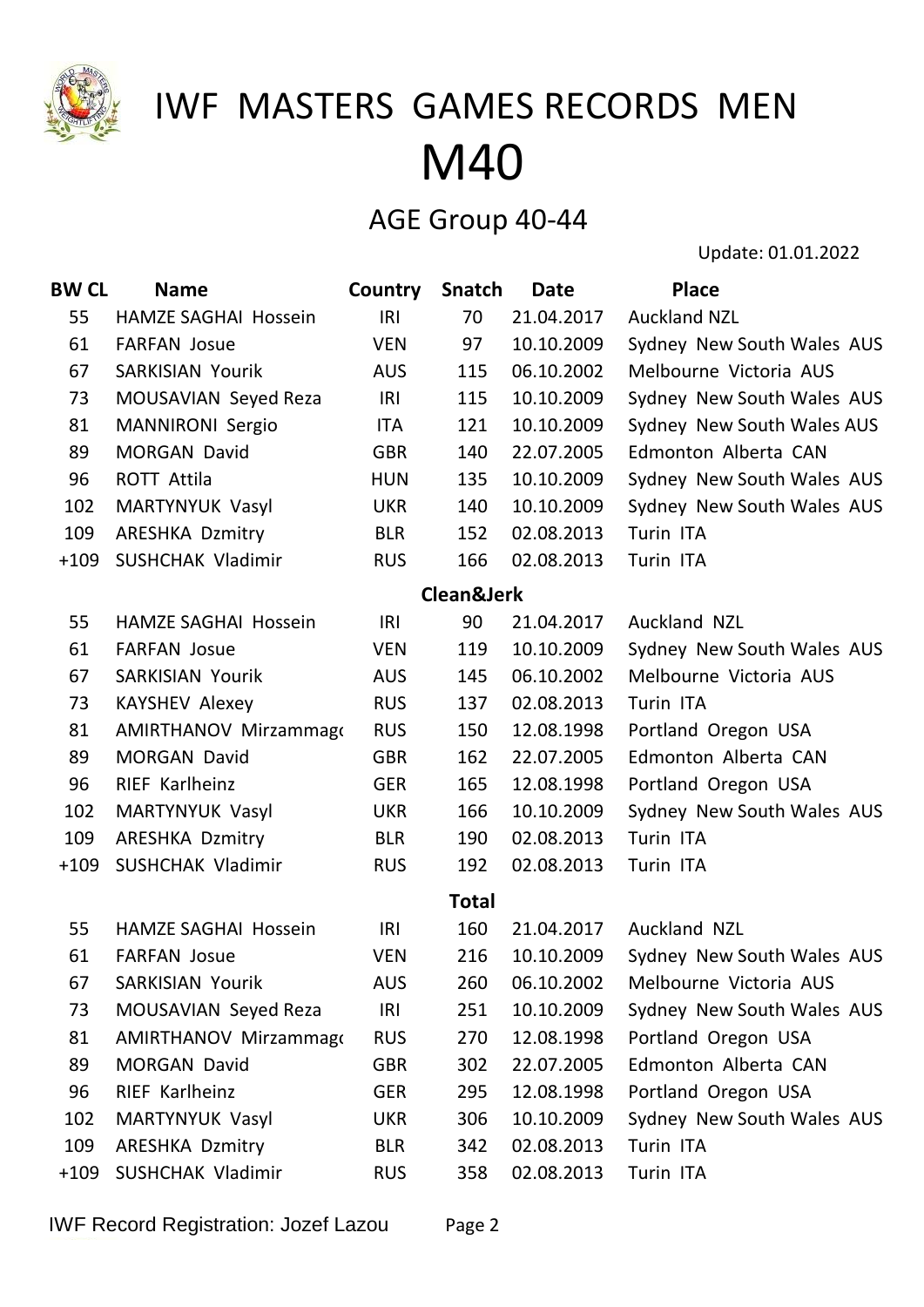# IWF MASTERS GAMES RECORDS MEN

# M40

## AGE Group 40-44

Update: 01.01.2022

| BW CL | Name | Country | Snatch | Date | Place |
|---|---|---|---|---|---|
| 55 | HAMZE SAGHAI Hossein | IRI | 70 | 21.04.2017 | Auckland NZL |
| 61 | FARFAN Josue | VEN | 97 | 10.10.2009 | Sydney New South Wales AUS |
| 67 | SARKISIAN Yourik | AUS | 115 | 06.10.2002 | Melbourne Victoria AUS |
| 73 | MOUSAVIAN Seyed Reza | IRI | 115 | 10.10.2009 | Sydney New South Wales AUS |
| 81 | MANNIRONI Sergio | ITA | 121 | 10.10.2009 | Sydney New South Wales AUS |
| 89 | MORGAN David | GBR | 140 | 22.07.2005 | Edmonton Alberta CAN |
| 96 | ROTT Attila | HUN | 135 | 10.10.2009 | Sydney New South Wales AUS |
| 102 | MARTYNYUK Vasyl | UKR | 140 | 10.10.2009 | Sydney New South Wales AUS |
| 109 | ARESHKA Dzmitry | BLR | 152 | 02.08.2013 | Turin ITA |
| +109 | SUSHCHAK Vladimir | RUS | 166 | 02.08.2013 | Turin ITA |
| | | | **Clean&Jerk** | | |
| 55 | HAMZE SAGHAI Hossein | IRI | 90 | 21.04.2017 | Auckland NZL |
| 61 | FARFAN Josue | VEN | 119 | 10.10.2009 | Sydney New South Wales AUS |
| 67 | SARKISIAN Yourik | AUS | 145 | 06.10.2002 | Melbourne Victoria AUS |
| 73 | KAYSHEV Alexey | RUS | 137 | 02.08.2013 | Turin ITA |
| 81 | AMIRTHANOV Mirzammag | RUS | 150 | 12.08.1998 | Portland Oregon USA |
| 89 | MORGAN David | GBR | 162 | 22.07.2005 | Edmonton Alberta CAN |
| 96 | RIEF Karlheinz | GER | 165 | 12.08.1998 | Portland Oregon USA |
| 102 | MARTYNYUK Vasyl | UKR | 166 | 10.10.2009 | Sydney New South Wales AUS |
| 109 | ARESHKA Dzmitry | BLR | 190 | 02.08.2013 | Turin ITA |
| +109 | SUSHCHAK Vladimir | RUS | 192 | 02.08.2013 | Turin ITA |
| | | | **Total** | | |
| 55 | HAMZE SAGHAI Hossein | IRI | 160 | 21.04.2017 | Auckland NZL |
| 61 | FARFAN Josue | VEN | 216 | 10.10.2009 | Sydney New South Wales AUS |
| 67 | SARKISIAN Yourik | AUS | 260 | 06.10.2002 | Melbourne Victoria AUS |
| 73 | MOUSAVIAN Seyed Reza | IRI | 251 | 10.10.2009 | Sydney New South Wales AUS |
| 81 | AMIRTHANOV Mirzammag | RUS | 270 | 12.08.1998 | Portland Oregon USA |
| 89 | MORGAN David | GBR | 302 | 22.07.2005 | Edmonton Alberta CAN |
| 96 | RIEF Karlheinz | GER | 295 | 12.08.1998 | Portland Oregon USA |
| 102 | MARTYNYUK Vasyl | UKR | 306 | 10.10.2009 | Sydney New South Wales AUS |
| 109 | ARESHKA Dzmitry | BLR | 342 | 02.08.2013 | Turin ITA |
| +109 | SUSHCHAK Vladimir | RUS | 358 | 02.08.2013 | Turin ITA |

IWF Record Registration: Jozef Lazou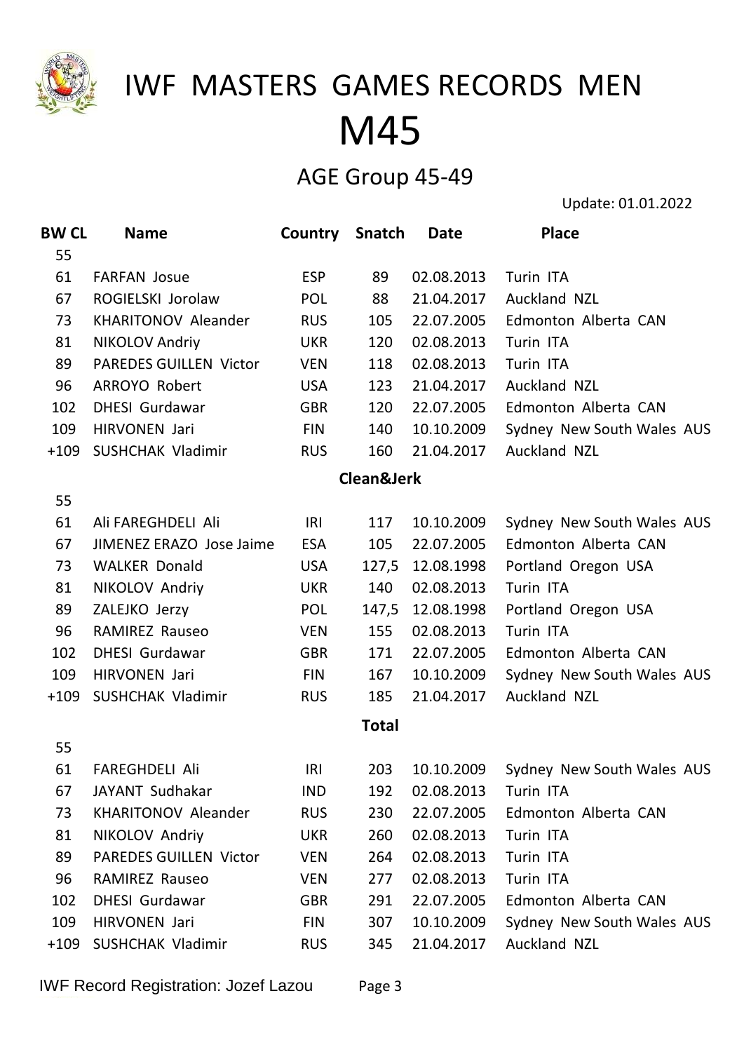# IWF MASTERS GAMES RECORDS MEN

# M45

## AGE Group 45-49

Update: 01.01.2022

| BW CL | Name | Country | Snatch | Date | Place |
|---|---|---|---|---|---|
| 55 | | | | | |
| 61 | FARFAN Josue | ESP | 89 | 02.08.2013 | Turin ITA |
| 67 | ROGIELSKI Jorolaw | POL | 88 | 21.04.2017 | Auckland NZL |
| 73 | KHARITONOV Aleander | RUS | 105 | 22.07.2005 | Edmonton Alberta CAN |
| 81 | NIKOLOV Andriy | UKR | 120 | 02.08.2013 | Turin ITA |
| 89 | PAREDES GUILLEN Victor | VEN | 118 | 02.08.2013 | Turin ITA |
| 96 | ARROYO Robert | USA | 123 | 21.04.2017 | Auckland NZL |
| 102 | DHESI Gurdawar | GBR | 120 | 22.07.2005 | Edmonton Alberta CAN |
| 109 | HIRVONEN Jari | FIN | 140 | 10.10.2009 | Sydney New South Wales AUS |
| +109 | SUSHCHAK Vladimir | RUS | 160 | 21.04.2017 | Auckland NZL |
| | | | **Clean&Jerk** | | |
| 55 | | | | | |
| 61 | Ali FAREGHDELI Ali | IRI | 117 | 10.10.2009 | Sydney New South Wales AUS |
| 67 | JIMENEZ ERAZO Jose Jaime | ESA | 105 | 22.07.2005 | Edmonton Alberta CAN |
| 73 | WALKER Donald | USA | 127,5 | 12.08.1998 | Portland Oregon USA |
| 81 | NIKOLOV Andriy | UKR | 140 | 02.08.2013 | Turin ITA |
| 89 | ZALEJKO Jerzy | POL | 147,5 | 12.08.1998 | Portland Oregon USA |
| 96 | RAMIREZ Rauseo | VEN | 155 | 02.08.2013 | Turin ITA |
| 102 | DHESI Gurdawar | GBR | 171 | 22.07.2005 | Edmonton Alberta CAN |
| 109 | HIRVONEN Jari | FIN | 167 | 10.10.2009 | Sydney New South Wales AUS |
| +109 | SUSHCHAK Vladimir | RUS | 185 | 21.04.2017 | Auckland NZL |
| | | | **Total** | | |
| 55 | | | | | |
| 61 | FAREGHDELI Ali | IRI | 203 | 10.10.2009 | Sydney New South Wales AUS |
| 67 | JAYANT Sudhakar | IND | 192 | 02.08.2013 | Turin ITA |
| 73 | KHARITONOV Aleander | RUS | 230 | 22.07.2005 | Edmonton Alberta CAN |
| 81 | NIKOLOV Andriy | UKR | 260 | 02.08.2013 | Turin ITA |
| 89 | PAREDES GUILLEN Victor | VEN | 264 | 02.08.2013 | Turin ITA |
| 96 | RAMIREZ Rauseo | VEN | 277 | 02.08.2013 | Turin ITA |
| 102 | DHESI Gurdawar | GBR | 291 | 22.07.2005 | Edmonton Alberta CAN |
| 109 | HIRVONEN Jari | FIN | 307 | 10.10.2009 | Sydney New South Wales AUS |
| +109 | SUSHCHAK Vladimir | RUS | 345 | 21.04.2017 | Auckland NZL |

IWF Record Registration: Jozef Lazou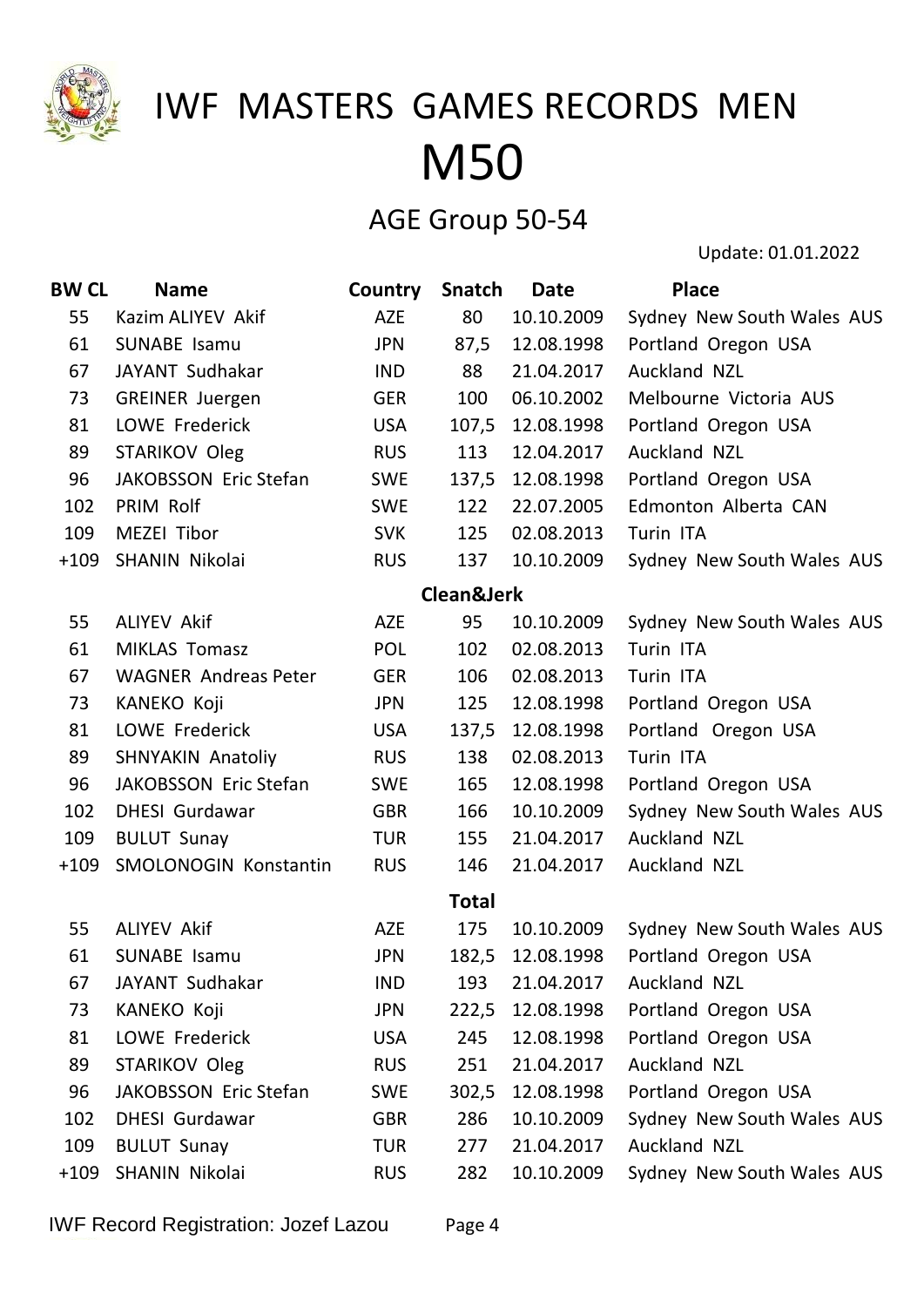# IWF MASTERS GAMES RECORDS MEN

# M50

## AGE Group 50-54

Update: 01.01.2022

| BW CL | Name | Country | Snatch | Date | Place |
|---|---|---|---|---|---|
| 55 | Kazim ALIYEV Akif | AZE | 80 | 10.10.2009 | Sydney New South Wales AUS |
| 61 | SUNABE Isamu | JPN | 87,5 | 12.08.1998 | Portland Oregon USA |
| 67 | JAYANT Sudhakar | IND | 88 | 21.04.2017 | Auckland NZL |
| 73 | GREINER Juergen | GER | 100 | 06.10.2002 | Melbourne Victoria AUS |
| 81 | LOWE Frederick | USA | 107,5 | 12.08.1998 | Portland Oregon USA |
| 89 | STARIKOV Oleg | RUS | 113 | 12.04.2017 | Auckland NZL |
| 96 | JAKOBSSON Eric Stefan | SWE | 137,5 | 12.08.1998 | Portland Oregon USA |
| 102 | PRIM Rolf | SWE | 122 | 22.07.2005 | Edmonton Alberta CAN |
| 109 | MEZEI Tibor | SVK | 125 | 02.08.2013 | Turin ITA |
| +109 | SHANIN Nikolai | RUS | 137 | 10.10.2009 | Sydney New South Wales AUS |
| | | | **Clean&Jerk** | | |
| 55 | ALIYEV Akif | AZE | 95 | 10.10.2009 | Sydney New South Wales AUS |
| 61 | MIKLAS Tomasz | POL | 102 | 02.08.2013 | Turin ITA |
| 67 | WAGNER Andreas Peter | GER | 106 | 02.08.2013 | Turin ITA |
| 73 | KANEKO Koji | JPN | 125 | 12.08.1998 | Portland Oregon USA |
| 81 | LOWE Frederick | USA | 137,5 | 12.08.1998 | Portland Oregon USA |
| 89 | SHNYAKIN Anatoliy | RUS | 138 | 02.08.2013 | Turin ITA |
| 96 | JAKOBSSON Eric Stefan | SWE | 165 | 12.08.1998 | Portland Oregon USA |
| 102 | DHESI Gurdawar | GBR | 166 | 10.10.2009 | Sydney New South Wales AUS |
| 109 | BULUT Sunay | TUR | 155 | 21.04.2017 | Auckland NZL |
| +109 | SMOLONOGIN Konstantin | RUS | 146 | 21.04.2017 | Auckland NZL |
| | | | **Total** | | |
| 55 | ALIYEV Akif | AZE | 175 | 10.10.2009 | Sydney New South Wales AUS |
| 61 | SUNABE Isamu | JPN | 182,5 | 12.08.1998 | Portland Oregon USA |
| 67 | JAYANT Sudhakar | IND | 193 | 21.04.2017 | Auckland NZL |
| 73 | KANEKO Koji | JPN | 222,5 | 12.08.1998 | Portland Oregon USA |
| 81 | LOWE Frederick | USA | 245 | 12.08.1998 | Portland Oregon USA |
| 89 | STARIKOV Oleg | RUS | 251 | 21.04.2017 | Auckland NZL |
| 96 | JAKOBSSON Eric Stefan | SWE | 302,5 | 12.08.1998 | Portland Oregon USA |
| 102 | DHESI Gurdawar | GBR | 286 | 10.10.2009 | Sydney New South Wales AUS |
| 109 | BULUT Sunay | TUR | 277 | 21.04.2017 | Auckland NZL |
| +109 | SHANIN Nikolai | RUS | 282 | 10.10.2009 | Sydney New South Wales AUS |

IWF Record Registration: Jozef Lazou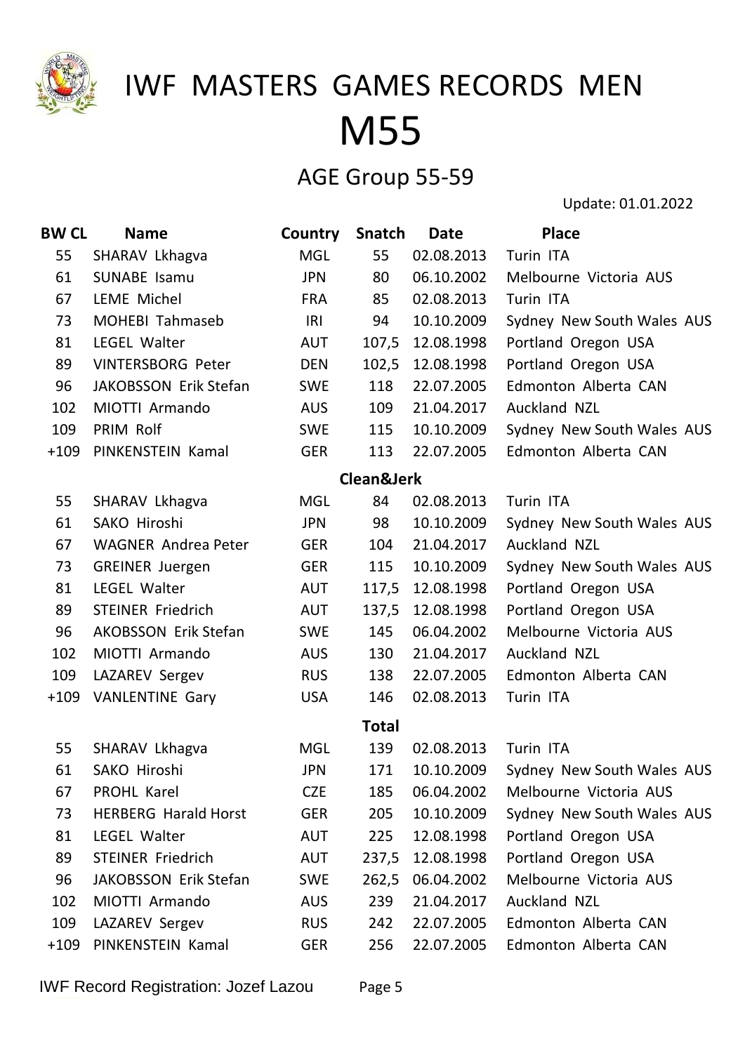# IWF MASTERS GAMES RECORDS MEN

# M55

## AGE Group 55-59

Update: 01.01.2022

| BW CL | Name | Country | Snatch | Date | Place |
|---|---|---|---|---|---|
| 55 | SHARAV Lkhagva | MGL | 55 | 02.08.2013 | Turin ITA |
| 61 | SUNABE Isamu | JPN | 80 | 06.10.2002 | Melbourne Victoria AUS |
| 67 | LEME Michel | FRA | 85 | 02.08.2013 | Turin ITA |
| 73 | MOHEBI Tahmaseb | IRI | 94 | 10.10.2009 | Sydney New South Wales AUS |
| 81 | LEGEL Walter | AUT | 107,5 | 12.08.1998 | Portland Oregon USA |
| 89 | VINTERSBORG Peter | DEN | 102,5 | 12.08.1998 | Portland Oregon USA |
| 96 | JAKOBSSON Erik Stefan | SWE | 118 | 22.07.2005 | Edmonton Alberta CAN |
| 102 | MIOTTI Armando | AUS | 109 | 21.04.2017 | Auckland NZL |
| 109 | PRIM Rolf | SWE | 115 | 10.10.2009 | Sydney New South Wales AUS |
| +109 | PINKENSTEIN Kamal | GER | 113 | 22.07.2005 | Edmonton Alberta CAN |
| | | | **Clean&Jerk** | | |
| 55 | SHARAV Lkhagva | MGL | 84 | 02.08.2013 | Turin ITA |
| 61 | SAKO Hiroshi | JPN | 98 | 10.10.2009 | Sydney New South Wales AUS |
| 67 | WAGNER Andrea Peter | GER | 104 | 21.04.2017 | Auckland NZL |
| 73 | GREINER Juergen | GER | 115 | 10.10.2009 | Sydney New South Wales AUS |
| 81 | LEGEL Walter | AUT | 117,5 | 12.08.1998 | Portland Oregon USA |
| 89 | STEINER Friedrich | AUT | 137,5 | 12.08.1998 | Portland Oregon USA |
| 96 | AKOBSSON Erik Stefan | SWE | 145 | 06.04.2002 | Melbourne Victoria AUS |
| 102 | MIOTTI Armando | AUS | 130 | 21.04.2017 | Auckland NZL |
| 109 | LAZAREV Sergev | RUS | 138 | 22.07.2005 | Edmonton Alberta CAN |
| +109 | VANLENTINE Gary | USA | 146 | 02.08.2013 | Turin ITA |
| | | | **Total** | | |
| 55 | SHARAV Lkhagva | MGL | 139 | 02.08.2013 | Turin ITA |
| 61 | SAKO Hiroshi | JPN | 171 | 10.10.2009 | Sydney New South Wales AUS |
| 67 | PROHL Karel | CZE | 185 | 06.04.2002 | Melbourne Victoria AUS |
| 73 | HERBERG Harald Horst | GER | 205 | 10.10.2009 | Sydney New South Wales AUS |
| 81 | LEGEL Walter | AUT | 225 | 12.08.1998 | Portland Oregon USA |
| 89 | STEINER Friedrich | AUT | 237,5 | 12.08.1998 | Portland Oregon USA |
| 96 | JAKOBSSON Erik Stefan | SWE | 262,5 | 06.04.2002 | Melbourne Victoria AUS |
| 102 | MIOTTI Armando | AUS | 239 | 21.04.2017 | Auckland NZL |
| 109 | LAZAREV Sergev | RUS | 242 | 22.07.2005 | Edmonton Alberta CAN |
| +109 | PINKENSTEIN Kamal | GER | 256 | 22.07.2005 | Edmonton Alberta CAN |

IWF Record Registration: Jozef Lazou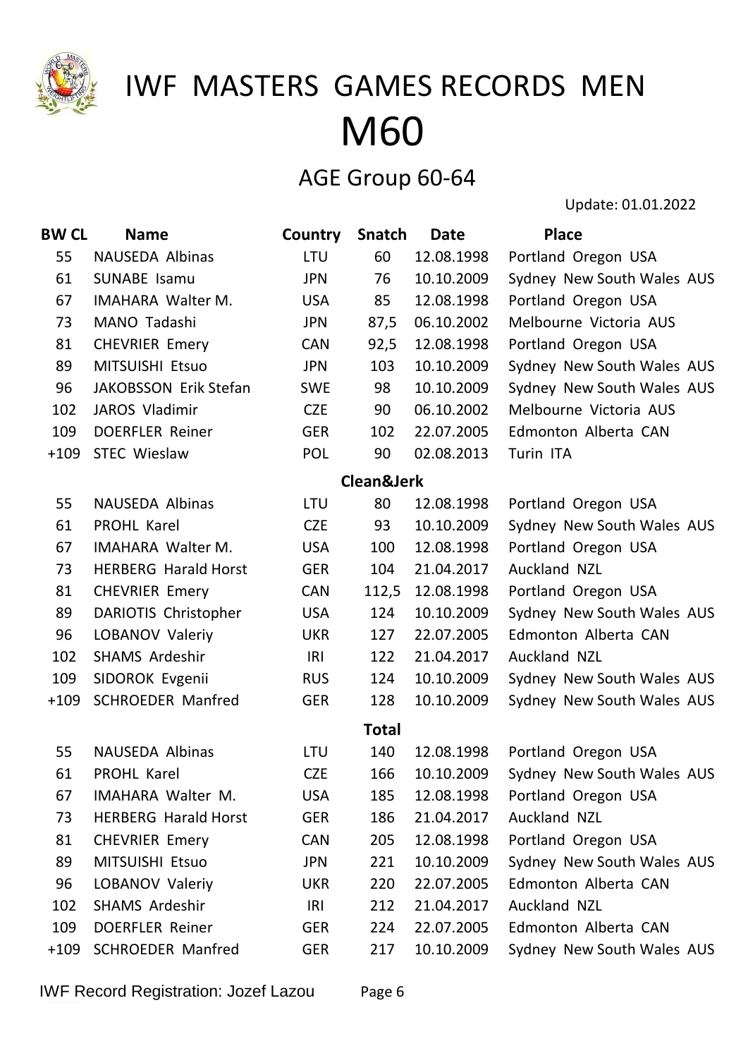# IWF MASTERS GAMES RECORDS MEN

# M60

## AGE Group 60-64

Update: 01.01.2022

| BW CL | Name | Country | Snatch | Date | Place |
|---|---|---|---|---|---|
| 55 | NAUSEDA Albinas | LTU | 60 | 12.08.1998 | Portland Oregon USA |
| 61 | SUNABE Isamu | JPN | 76 | 10.10.2009 | Sydney New South Wales AUS |
| 67 | IMAHARA Walter M. | USA | 85 | 12.08.1998 | Portland Oregon USA |
| 73 | MANO Tadashi | JPN | 87,5 | 06.10.2002 | Melbourne Victoria AUS |
| 81 | CHEVRIER Emery | CAN | 92,5 | 12.08.1998 | Portland Oregon USA |
| 89 | MITSUISHI Etsuo | JPN | 103 | 10.10.2009 | Sydney New South Wales AUS |
| 96 | JAKOBSSON Erik Stefan | SWE | 98 | 10.10.2009 | Sydney New South Wales AUS |
| 102 | JAROS Vladimir | CZE | 90 | 06.10.2002 | Melbourne Victoria AUS |
| 109 | DOERFLER Reiner | GER | 102 | 22.07.2005 | Edmonton Alberta CAN |
| +109 | STEC Wieslaw | POL | 90 | 02.08.2013 | Turin ITA |
| | | | **Clean&Jerk** | | |
| 55 | NAUSEDA Albinas | LTU | 80 | 12.08.1998 | Portland Oregon USA |
| 61 | PROHL Karel | CZE | 93 | 10.10.2009 | Sydney New South Wales AUS |
| 67 | IMAHARA Walter M. | USA | 100 | 12.08.1998 | Portland Oregon USA |
| 73 | HERBERG Harald Horst | GER | 104 | 21.04.2017 | Auckland NZL |
| 81 | CHEVRIER Emery | CAN | 112,5 | 12.08.1998 | Portland Oregon USA |
| 89 | DARIOTIS Christopher | USA | 124 | 10.10.2009 | Sydney New South Wales AUS |
| 96 | LOBANOV Valeriy | UKR | 127 | 22.07.2005 | Edmonton Alberta CAN |
| 102 | SHAMS Ardeshir | IRI | 122 | 21.04.2017 | Auckland NZL |
| 109 | SIDOROK Evgenii | RUS | 124 | 10.10.2009 | Sydney New South Wales AUS |
| +109 | SCHROEDER Manfred | GER | 128 | 10.10.2009 | Sydney New South Wales AUS |
| | | | **Total** | | |
| 55 | NAUSEDA Albinas | LTU | 140 | 12.08.1998 | Portland Oregon USA |
| 61 | PROHL Karel | CZE | 166 | 10.10.2009 | Sydney New South Wales AUS |
| 67 | IMAHARA Walter M. | USA | 185 | 12.08.1998 | Portland Oregon USA |
| 73 | HERBERG Harald Horst | GER | 186 | 21.04.2017 | Auckland NZL |
| 81 | CHEVRIER Emery | CAN | 205 | 12.08.1998 | Portland Oregon USA |
| 89 | MITSUISHI Etsuo | JPN | 221 | 10.10.2009 | Sydney New South Wales AUS |
| 96 | LOBANOV Valeriy | UKR | 220 | 22.07.2005 | Edmonton Alberta CAN |
| 102 | SHAMS Ardeshir | IRI | 212 | 21.04.2017 | Auckland NZL |
| 109 | DOERFLER Reiner | GER | 224 | 22.07.2005 | Edmonton Alberta CAN |
| +109 | SCHROEDER Manfred | GER | 217 | 10.10.2009 | Sydney New South Wales AUS |

IWF Record Registration: Jozef Lazou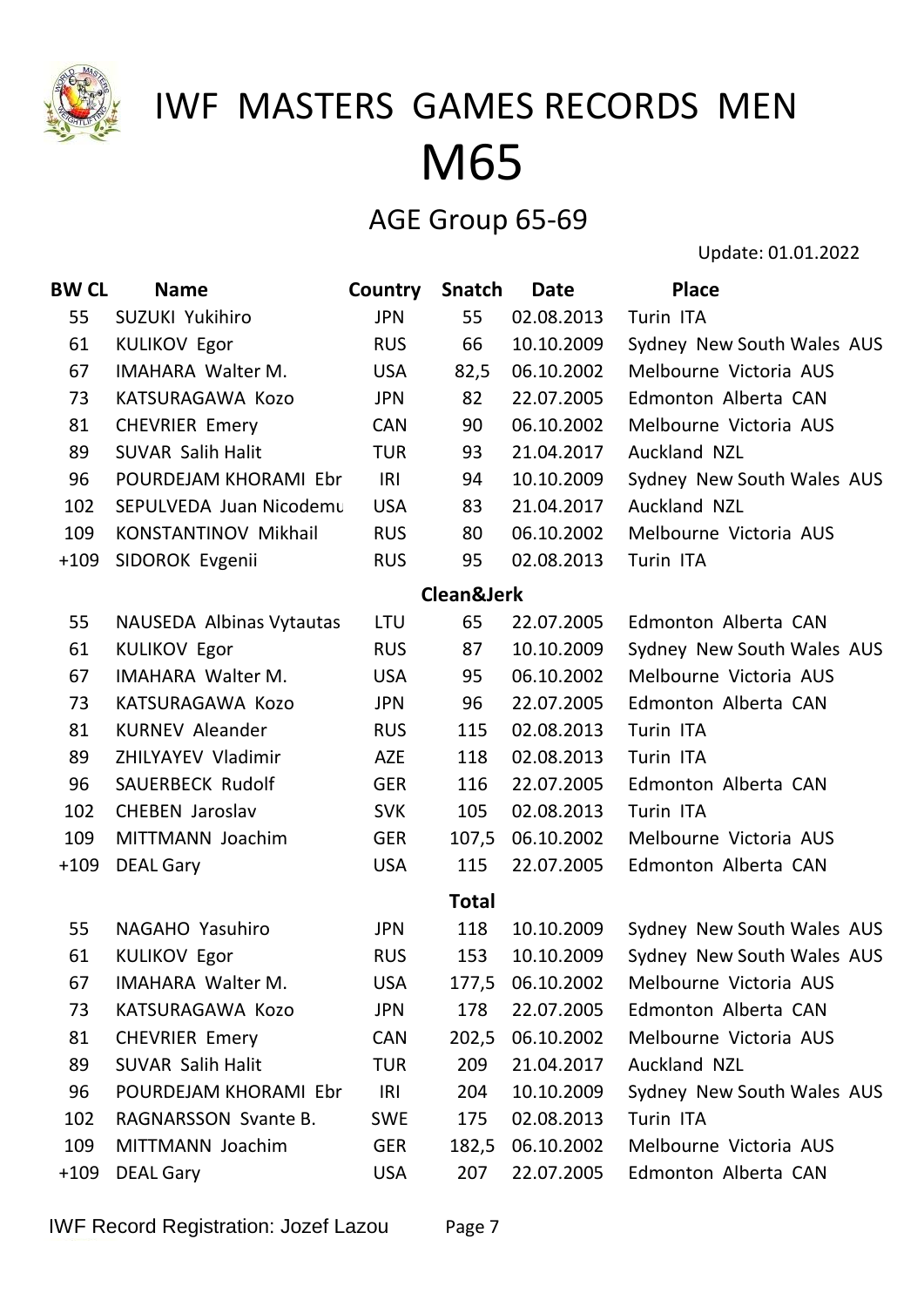# IWF MASTERS GAMES RECORDS MEN

# M65

## AGE Group 65-69

Update: 01.01.2022

| BW CL | Name | Country | Snatch | Date | Place |
|---|---|---|---|---|---|
| 55 | SUZUKI Yukihiro | JPN | 55 | 02.08.2013 | Turin ITA |
| 61 | KULIKOV Egor | RUS | 66 | 10.10.2009 | Sydney New South Wales AUS |
| 67 | IMAHARA Walter M. | USA | 82,5 | 06.10.2002 | Melbourne Victoria AUS |
| 73 | KATSURAGAWA Kozo | JPN | 82 | 22.07.2005 | Edmonton Alberta CAN |
| 81 | CHEVRIER Emery | CAN | 90 | 06.10.2002 | Melbourne Victoria AUS |
| 89 | SUVAR Salih Halit | TUR | 93 | 21.04.2017 | Auckland NZL |
| 96 | POURDEJAM KHORAMI Ebr | IRI | 94 | 10.10.2009 | Sydney New South Wales AUS |
| 102 | SEPULVEDA Juan Nicodemu | USA | 83 | 21.04.2017 | Auckland NZL |
| 109 | KONSTANTINOV Mikhail | RUS | 80 | 06.10.2002 | Melbourne Victoria AUS |
| +109 | SIDOROK Evgenii | RUS | 95 | 02.08.2013 | Turin ITA |
| | | | **Clean&Jerk** | | |
| 55 | NAUSEDA Albinas Vytautas | LTU | 65 | 22.07.2005 | Edmonton Alberta CAN |
| 61 | KULIKOV Egor | RUS | 87 | 10.10.2009 | Sydney New South Wales AUS |
| 67 | IMAHARA Walter M. | USA | 95 | 06.10.2002 | Melbourne Victoria AUS |
| 73 | KATSURAGAWA Kozo | JPN | 96 | 22.07.2005 | Edmonton Alberta CAN |
| 81 | KURNEV Aleander | RUS | 115 | 02.08.2013 | Turin ITA |
| 89 | ZHILYAYEV Vladimir | AZE | 118 | 02.08.2013 | Turin ITA |
| 96 | SAUERBECK Rudolf | GER | 116 | 22.07.2005 | Edmonton Alberta CAN |
| 102 | CHEBEN Jaroslav | SVK | 105 | 02.08.2013 | Turin ITA |
| 109 | MITTMANN Joachim | GER | 107,5 | 06.10.2002 | Melbourne Victoria AUS |
| +109 | DEAL Gary | USA | 115 | 22.07.2005 | Edmonton Alberta CAN |
| | | | **Total** | | |
| 55 | NAGAHO Yasuhiro | JPN | 118 | 10.10.2009 | Sydney New South Wales AUS |
| 61 | KULIKOV Egor | RUS | 153 | 10.10.2009 | Sydney New South Wales AUS |
| 67 | IMAHARA Walter M. | USA | 177,5 | 06.10.2002 | Melbourne Victoria AUS |
| 73 | KATSURAGAWA Kozo | JPN | 178 | 22.07.2005 | Edmonton Alberta CAN |
| 81 | CHEVRIER Emery | CAN | 202,5 | 06.10.2002 | Melbourne Victoria AUS |
| 89 | SUVAR Salih Halit | TUR | 209 | 21.04.2017 | Auckland NZL |
| 96 | POURDEJAM KHORAMI Ebr | IRI | 204 | 10.10.2009 | Sydney New South Wales AUS |
| 102 | RAGNARSSON Svante B. | SWE | 175 | 02.08.2013 | Turin ITA |
| 109 | MITTMANN Joachim | GER | 182,5 | 06.10.2002 | Melbourne Victoria AUS |
| +109 | DEAL Gary | USA | 207 | 22.07.2005 | Edmonton Alberta CAN |

IWF Record Registration: Jozef Lazou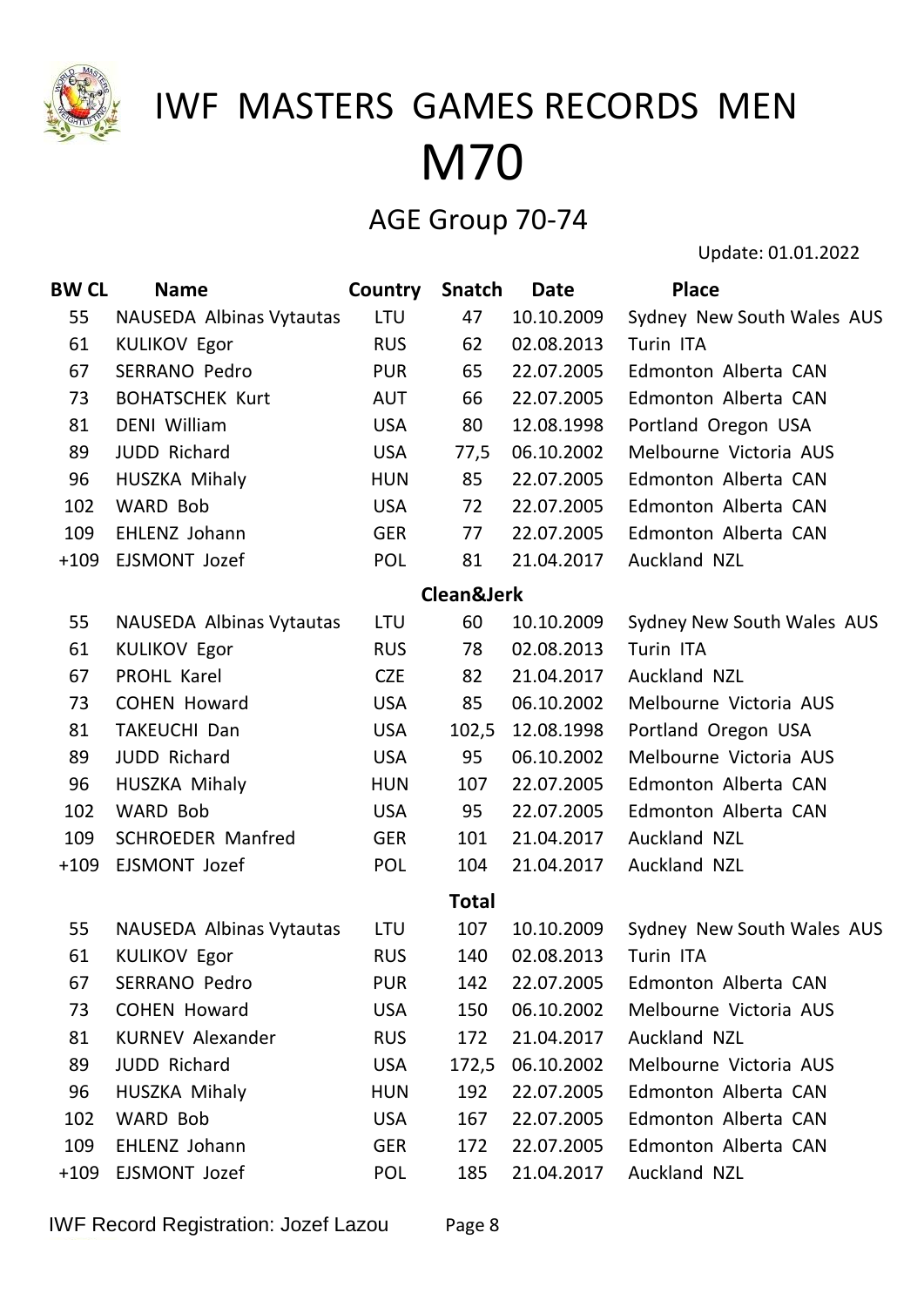# IWF MASTERS GAMES RECORDS MEN

# M70

## AGE Group 70-74

Update: 01.01.2022

| BW CL | Name | Country | Snatch | Date | Place |
|---|---|---|---|---|---|
| 55 | NAUSEDA Albinas Vytautas | LTU | 47 | 10.10.2009 | Sydney New South Wales AUS |
| 61 | KULIKOV Egor | RUS | 62 | 02.08.2013 | Turin ITA |
| 67 | SERRANO Pedro | PUR | 65 | 22.07.2005 | Edmonton Alberta CAN |
| 73 | BOHATSCHEK Kurt | AUT | 66 | 22.07.2005 | Edmonton Alberta CAN |
| 81 | DENI William | USA | 80 | 12.08.1998 | Portland Oregon USA |
| 89 | JUDD Richard | USA | 77,5 | 06.10.2002 | Melbourne Victoria AUS |
| 96 | HUSZKA Mihaly | HUN | 85 | 22.07.2005 | Edmonton Alberta CAN |
| 102 | WARD Bob | USA | 72 | 22.07.2005 | Edmonton Alberta CAN |
| 109 | EHLENZ Johann | GER | 77 | 22.07.2005 | Edmonton Alberta CAN |
| +109 | EJSMONT Jozef | POL | 81 | 21.04.2017 | Auckland NZL |
| | | | **Clean&Jerk** | | |
| 55 | NAUSEDA Albinas Vytautas | LTU | 60 | 10.10.2009 | Sydney New South Wales AUS |
| 61 | KULIKOV Egor | RUS | 78 | 02.08.2013 | Turin ITA |
| 67 | PROHL Karel | CZE | 82 | 21.04.2017 | Auckland NZL |
| 73 | COHEN Howard | USA | 85 | 06.10.2002 | Melbourne Victoria AUS |
| 81 | TAKEUCHI Dan | USA | 102,5 | 12.08.1998 | Portland Oregon USA |
| 89 | JUDD Richard | USA | 95 | 06.10.2002 | Melbourne Victoria AUS |
| 96 | HUSZKA Mihaly | HUN | 107 | 22.07.2005 | Edmonton Alberta CAN |
| 102 | WARD Bob | USA | 95 | 22.07.2005 | Edmonton Alberta CAN |
| 109 | SCHROEDER Manfred | GER | 101 | 21.04.2017 | Auckland NZL |
| +109 | EJSMONT Jozef | POL | 104 | 21.04.2017 | Auckland NZL |
| | | | **Total** | | |
| 55 | NAUSEDA Albinas Vytautas | LTU | 107 | 10.10.2009 | Sydney New South Wales AUS |
| 61 | KULIKOV Egor | RUS | 140 | 02.08.2013 | Turin ITA |
| 67 | SERRANO Pedro | PUR | 142 | 22.07.2005 | Edmonton Alberta CAN |
| 73 | COHEN Howard | USA | 150 | 06.10.2002 | Melbourne Victoria AUS |
| 81 | KURNEV Alexander | RUS | 172 | 21.04.2017 | Auckland NZL |
| 89 | JUDD Richard | USA | 172,5 | 06.10.2002 | Melbourne Victoria AUS |
| 96 | HUSZKA Mihaly | HUN | 192 | 22.07.2005 | Edmonton Alberta CAN |
| 102 | WARD Bob | USA | 167 | 22.07.2005 | Edmonton Alberta CAN |
| 109 | EHLENZ Johann | GER | 172 | 22.07.2005 | Edmonton Alberta CAN |
| +109 | EJSMONT Jozef | POL | 185 | 21.04.2017 | Auckland NZL |

IWF Record Registration: Jozef Lazou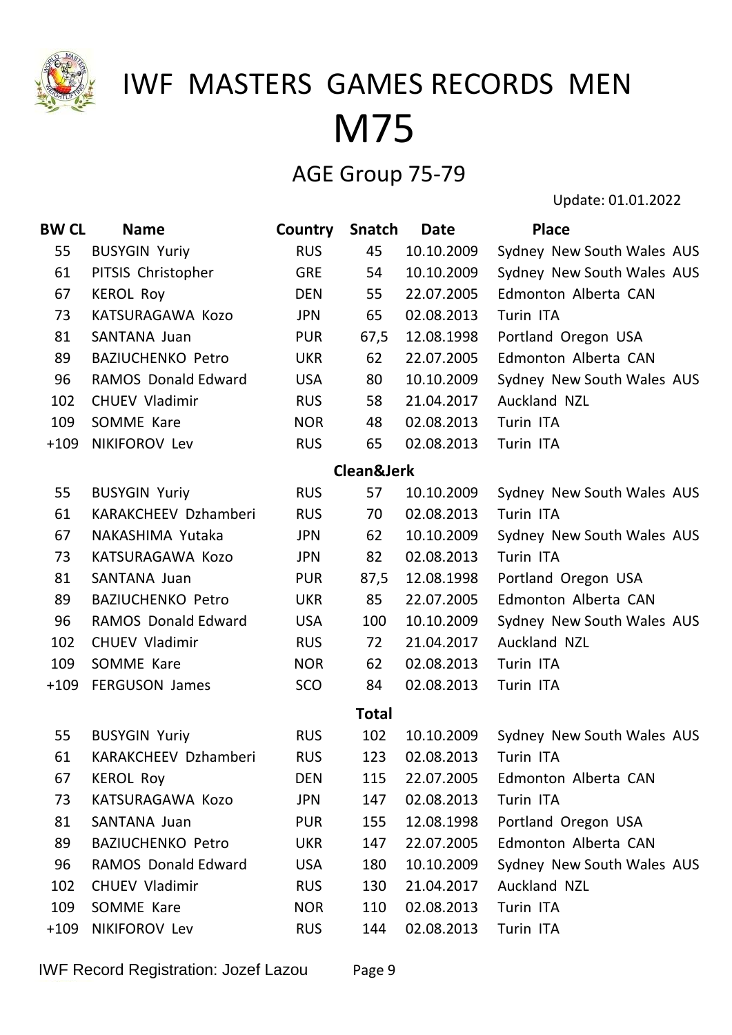# IWF MASTERS GAMES RECORDS MEN

# M75

## AGE Group 75-79

Update: 01.01.2022

| BW CL | Name | Country | Snatch | Date | Place |
|---|---|---|---|---|---|
| 55 | BUSYGIN Yuriy | RUS | 45 | 10.10.2009 | Sydney New South Wales AUS |
| 61 | PITSIS Christopher | GRE | 54 | 10.10.2009 | Sydney New South Wales AUS |
| 67 | KEROL Roy | DEN | 55 | 22.07.2005 | Edmonton Alberta CAN |
| 73 | KATSURAGAWA Kozo | JPN | 65 | 02.08.2013 | Turin ITA |
| 81 | SANTANA Juan | PUR | 67,5 | 12.08.1998 | Portland Oregon USA |
| 89 | BAZIUCHENKO Petro | UKR | 62 | 22.07.2005 | Edmonton Alberta CAN |
| 96 | RAMOS Donald Edward | USA | 80 | 10.10.2009 | Sydney New South Wales AUS |
| 102 | CHUEV Vladimir | RUS | 58 | 21.04.2017 | Auckland NZL |
| 109 | SOMME Kare | NOR | 48 | 02.08.2013 | Turin ITA |
| +109 | NIKIFOROV Lev | RUS | 65 | 02.08.2013 | Turin ITA |
| | | | **Clean&Jerk** | | |
| 55 | BUSYGIN Yuriy | RUS | 57 | 10.10.2009 | Sydney New South Wales AUS |
| 61 | KARAKCHEEV Dzhamberi | RUS | 70 | 02.08.2013 | Turin ITA |
| 67 | NAKASHIMA Yutaka | JPN | 62 | 10.10.2009 | Sydney New South Wales AUS |
| 73 | KATSURAGAWA Kozo | JPN | 82 | 02.08.2013 | Turin ITA |
| 81 | SANTANA Juan | PUR | 87,5 | 12.08.1998 | Portland Oregon USA |
| 89 | BAZIUCHENKO Petro | UKR | 85 | 22.07.2005 | Edmonton Alberta CAN |
| 96 | RAMOS Donald Edward | USA | 100 | 10.10.2009 | Sydney New South Wales AUS |
| 102 | CHUEV Vladimir | RUS | 72 | 21.04.2017 | Auckland NZL |
| 109 | SOMME Kare | NOR | 62 | 02.08.2013 | Turin ITA |
| +109 | FERGUSON James | SCO | 84 | 02.08.2013 | Turin ITA |
| | | | **Total** | | |
| 55 | BUSYGIN Yuriy | RUS | 102 | 10.10.2009 | Sydney New South Wales AUS |
| 61 | KARAKCHEEV Dzhamberi | RUS | 123 | 02.08.2013 | Turin ITA |
| 67 | KEROL Roy | DEN | 115 | 22.07.2005 | Edmonton Alberta CAN |
| 73 | KATSURAGAWA Kozo | JPN | 147 | 02.08.2013 | Turin ITA |
| 81 | SANTANA Juan | PUR | 155 | 12.08.1998 | Portland Oregon USA |
| 89 | BAZIUCHENKO Petro | UKR | 147 | 22.07.2005 | Edmonton Alberta CAN |
| 96 | RAMOS Donald Edward | USA | 180 | 10.10.2009 | Sydney New South Wales AUS |
| 102 | CHUEV Vladimir | RUS | 130 | 21.04.2017 | Auckland NZL |
| 109 | SOMME Kare | NOR | 110 | 02.08.2013 | Turin ITA |
| +109 | NIKIFOROV Lev | RUS | 144 | 02.08.2013 | Turin ITA |

IWF Record Registration: Jozef Lazou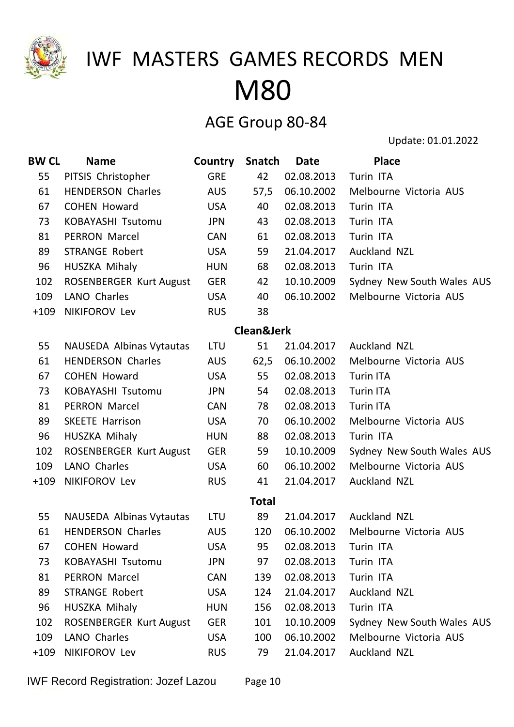# IWF MASTERS GAMES RECORDS MEN

# M80

## AGE Group 80-84

Update: 01.01.2022

| BW CL | Name | Country | Snatch | Date | Place |
|---|---|---|---|---|---|
| 55 | PITSIS Christopher | GRE | 42 | 02.08.2013 | Turin ITA |
| 61 | HENDERSON Charles | AUS | 57,5 | 06.10.2002 | Melbourne Victoria AUS |
| 67 | COHEN Howard | USA | 40 | 02.08.2013 | Turin ITA |
| 73 | KOBAYASHI Tsutomu | JPN | 43 | 02.08.2013 | Turin ITA |
| 81 | PERRON Marcel | CAN | 61 | 02.08.2013 | Turin ITA |
| 89 | STRANGE Robert | USA | 59 | 21.04.2017 | Auckland NZL |
| 96 | HUSZKA Mihaly | HUN | 68 | 02.08.2013 | Turin ITA |
| 102 | ROSENBERGER Kurt August | GER | 42 | 10.10.2009 | Sydney New South Wales AUS |
| 109 | LANO Charles | USA | 40 | 06.10.2002 | Melbourne Victoria AUS |
| +109 | NIKIFOROV Lev | RUS | 38 | | |
| | | | **Clean&Jerk** | | |
| 55 | NAUSEDA Albinas Vytautas | LTU | 51 | 21.04.2017 | Auckland NZL |
| 61 | HENDERSON Charles | AUS | 62,5 | 06.10.2002 | Melbourne Victoria AUS |
| 67 | COHEN Howard | USA | 55 | 02.08.2013 | Turin ITA |
| 73 | KOBAYASHI Tsutomu | JPN | 54 | 02.08.2013 | Turin ITA |
| 81 | PERRON Marcel | CAN | 78 | 02.08.2013 | Turin ITA |
| 89 | SKEETE Harrison | USA | 70 | 06.10.2002 | Melbourne Victoria AUS |
| 96 | HUSZKA Mihaly | HUN | 88 | 02.08.2013 | Turin ITA |
| 102 | ROSENBERGER Kurt August | GER | 59 | 10.10.2009 | Sydney New South Wales AUS |
| 109 | LANO Charles | USA | 60 | 06.10.2002 | Melbourne Victoria AUS |
| +109 | NIKIFOROV Lev | RUS | 41 | 21.04.2017 | Auckland NZL |
| | | | **Total** | | |
| 55 | NAUSEDA Albinas Vytautas | LTU | 89 | 21.04.2017 | Auckland NZL |
| 61 | HENDERSON Charles | AUS | 120 | 06.10.2002 | Melbourne Victoria AUS |
| 67 | COHEN Howard | USA | 95 | 02.08.2013 | Turin ITA |
| 73 | KOBAYASHI Tsutomu | JPN | 97 | 02.08.2013 | Turin ITA |
| 81 | PERRON Marcel | CAN | 139 | 02.08.2013 | Turin ITA |
| 89 | STRANGE Robert | USA | 124 | 21.04.2017 | Auckland NZL |
| 96 | HUSZKA Mihaly | HUN | 156 | 02.08.2013 | Turin ITA |
| 102 | ROSENBERGER Kurt August | GER | 101 | 10.10.2009 | Sydney New South Wales AUS |
| 109 | LANO Charles | USA | 100 | 06.10.2002 | Melbourne Victoria AUS |
| +109 | NIKIFOROV Lev | RUS | 79 | 21.04.2017 | Auckland NZL |

IWF Record Registration: Jozef Lazou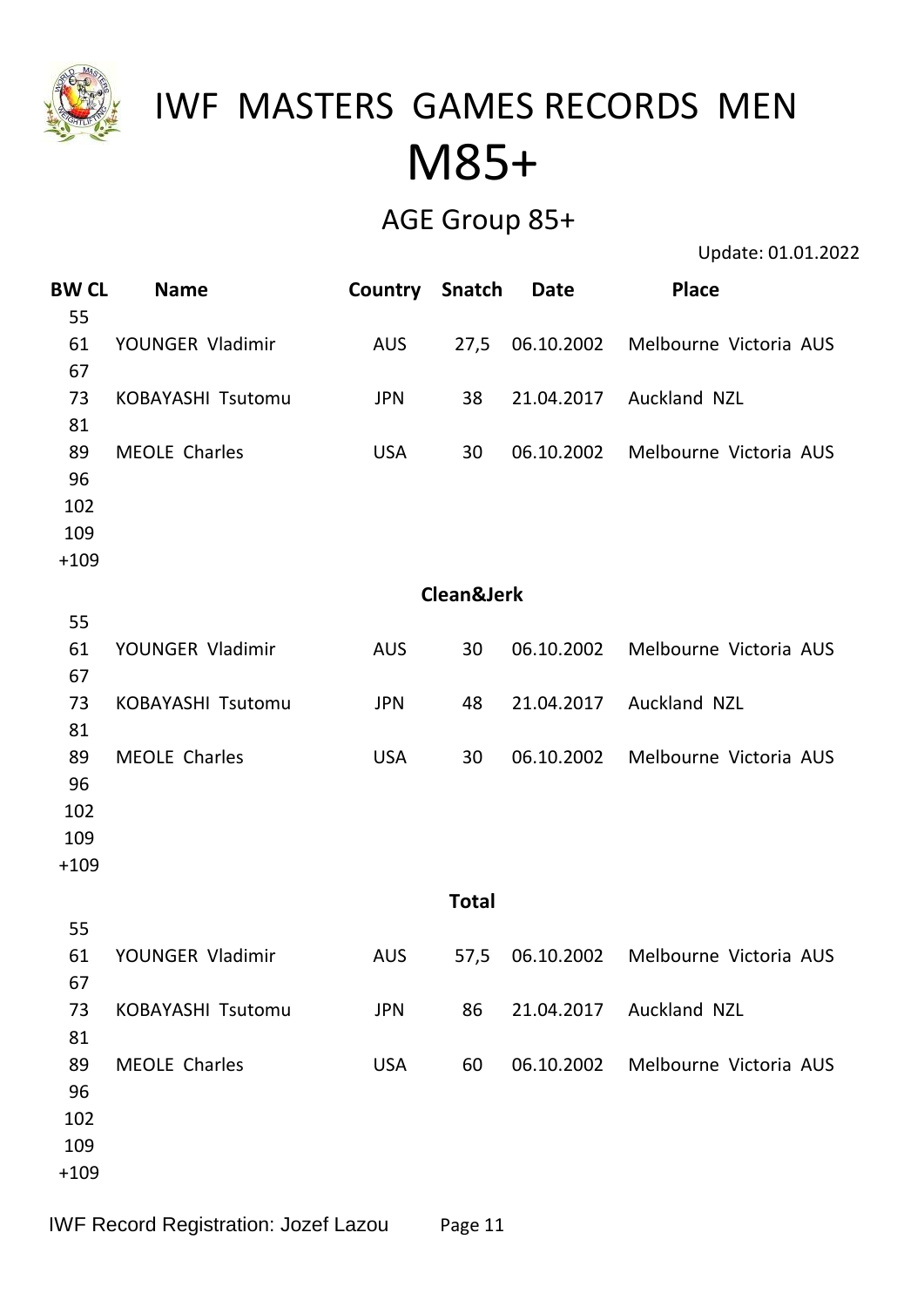# IWF MASTERS GAMES RECORDS MEN

# M85+

## AGE Group 85+

Update: 01.01.2022

| BW CL | Name | Country | Snatch | Date | Place |
|---|---|---|---|---|---|
| 55 | | | | | |
| 61 | YOUNGER Vladimir | AUS | 27,5 | 06.10.2002 | Melbourne Victoria AUS |
| 67 | | | | | |
| 73 | KOBAYASHI Tsutomu | JPN | 38 | 21.04.2017 | Auckland NZL |
| 81 | | | | | |
| 89 | MEOLE Charles | USA | 30 | 06.10.2002 | Melbourne Victoria AUS |
| 96 | | | | | |
| 102 | | | | | |
| 109 | | | | | |
| +109 | | | | | |
| | | | **Clean&Jerk** | | |
| 55 | | | | | |
| 61 | YOUNGER Vladimir | AUS | 30 | 06.10.2002 | Melbourne Victoria AUS |
| 67 | | | | | |
| 73 | KOBAYASHI Tsutomu | JPN | 48 | 21.04.2017 | Auckland NZL |
| 81 | | | | | |
| 89 | MEOLE Charles | USA | 30 | 06.10.2002 | Melbourne Victoria AUS |
| 96 | | | | | |
| 102 | | | | | |
| 109 | | | | | |
| +109 | | | | | |
| | | | **Total** | | |
| 55 | | | | | |
| 61 | YOUNGER Vladimir | AUS | 57,5 | 06.10.2002 | Melbourne Victoria AUS |
| 67 | | | | | |
| 73 | KOBAYASHI Tsutomu | JPN | 86 | 21.04.2017 | Auckland NZL |
| 81 | | | | | |
| 89 | MEOLE Charles | USA | 60 | 06.10.2002 | Melbourne Victoria AUS |
| 96 | | | | | |
| 102 | | | | | |
| 109 | | | | | |
| +109 | | | | | |

IWF Record Registration: Jozef Lazou